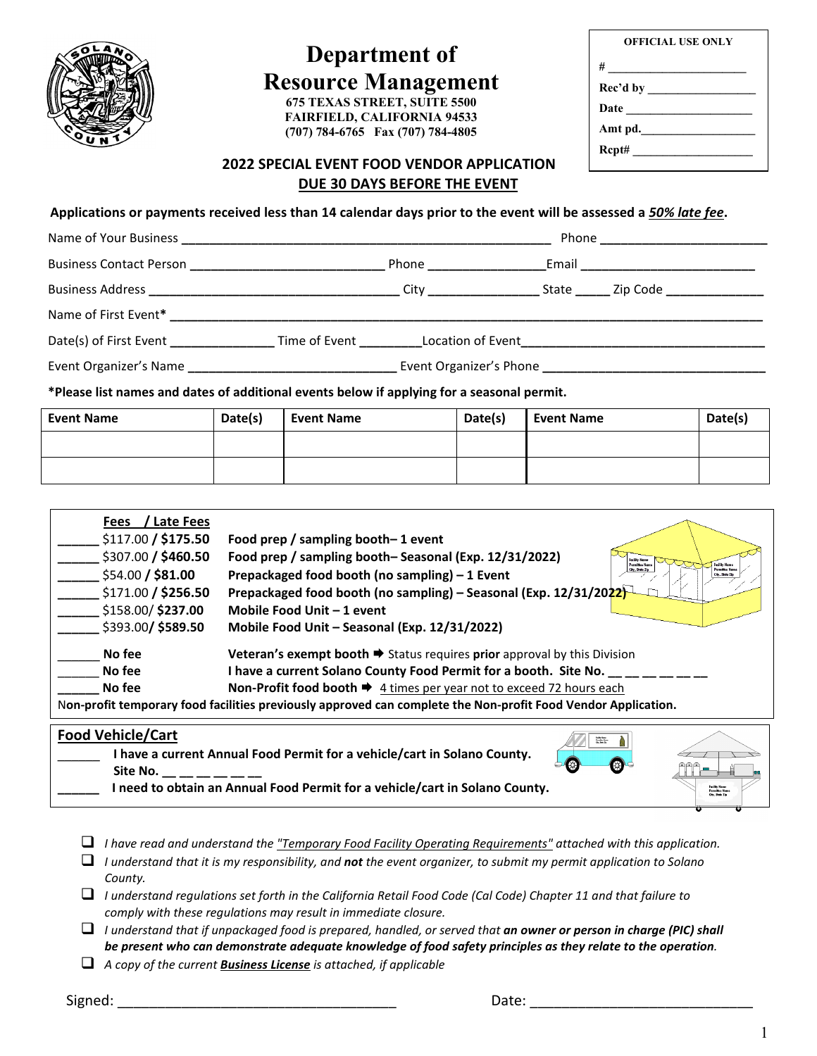# Department of Resource Management

**675 TEXAS STREET, SUITE 5500**
**FAIRFIELD, CALIFORNIA 94533**
**(707) 784-6765 Fax (707) 784-4805**

| OFFICIAL USE ONLY |
|---|
| # ______________________ |
| Rec'd by __________________ |
| Date ____________________ |
| Amt pd.___________________ |
| Rcpt# ___________________ |

## 2022 SPECIAL EVENT FOOD VENDOR APPLICATION

**DUE 30 DAYS BEFORE THE EVENT**

**Applications or payments received less than 14 calendar days prior to the event will be assessed a *50% late fee*.**

Name of Your Business ______________________________________________________ Phone ________________________

Business Contact Person ____________________________ Phone _________________Email _________________________

Business Address ____________________________________ City ________________ State _____ Zip Code ______________

Name of First Event* __________________________________________________________________________________

Date(s) of First Event _______________ Time of Event _________Location of Event__________________________________

Event Organizer's Name ______________________________ Event Organizer's Phone ________________________________

**\*Please list names and dates of additional events below if applying for a seasonal permit.**

| Event Name | Date(s) | Event Name | Date(s) | Event Name | Date(s) |
|---|---|---|---|---|---|
| | | | | | |
| | | | | | |

**Fees / Late Fees**

- ______ $117.00 / **$175.50** **Food prep / sampling booth– 1 event**
- ______ $307.00 / **$460.50** **Food prep / sampling booth– Seasonal (Exp. 12/31/2022)**
- ______ $54.00 / **$81.00** **Prepackaged food booth (no sampling) – 1 Event**
- ______ $171.00 / **$256.50** **Prepackaged food booth (no sampling) – Seasonal (Exp. 12/31/2022)**
- ______ $158.00/ **$237.00** **Mobile Food Unit – 1 event**
- ______ $393.00/ **$589.50** **Mobile Food Unit – Seasonal (Exp. 12/31/2022)**

- ______ **No fee** **Veteran's exempt booth** ➨ Status requires **prior** approval by this Division
- ______ **No fee** **I have a current Solano County Food Permit for a booth. Site No. __ __ __ __ __ __**
- ______ **No fee** **Non-Profit food booth** ➨ 4 times per year not to exceed 72 hours each

**Non-profit temporary food facilities previously approved can complete the Non-profit Food Vendor Application.**

**Food Vehicle/Cart**

- ______ **I have a current Annual Food Permit for a vehicle/cart in Solano County. Site No. __ __ __ __ __ __**
- ______ **I need to obtain an Annual Food Permit for a vehicle/cart in Solano County.**

- ❑ *I have read and understand the "Temporary Food Facility Operating Requirements" attached with this application.*
- ❑ *I understand that it is my responsibility, and **not** the event organizer, to submit my permit application to Solano County.*
- ❑ *I understand regulations set forth in the California Retail Food Code (Cal Code) Chapter 11 and that failure to comply with these regulations may result in immediate closure.*
- ❑ *I understand that if unpackaged food is prepared, handled, or served that **an owner or person in charge (PIC) shall be present who can demonstrate adequate knowledge of food safety principles as they relate to the operation**.*
- ❑ *A copy of the current **Business License** is attached, if applicable*

Signed: ____________________________________ Date: _____________________________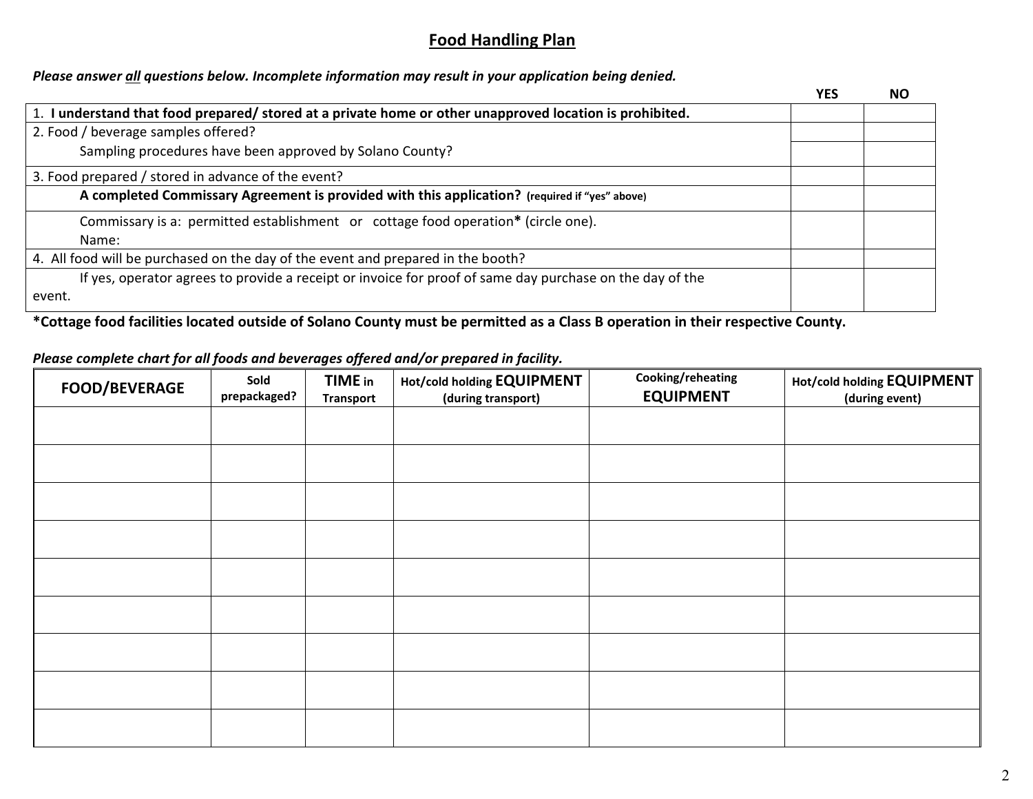## Food Handling Plan

***Please answer all questions below. Incomplete information may result in your application being denied.***

| | YES | NO |
|---|---|---|
| 1. **I understand that food prepared/ stored at a private home or other unapproved location is prohibited.** | | |
| 2. Food / beverage samples offered? | | |
| Sampling procedures have been approved by Solano County? | | |
| 3. Food prepared / stored in advance of the event? | | |
| **A completed Commissary Agreement is provided with this application? (required if "yes" above)** | | |
| Commissary is a: permitted establishment or cottage food operation* (circle one). Name: | | |
| 4. All food will be purchased on the day of the event and prepared in the booth? | | |
| If yes, operator agrees to provide a receipt or invoice for proof of same day purchase on the day of the event. | | |

**\*Cottage food facilities located outside of Solano County must be permitted as a Class B operation in their respective County.**

***Please complete chart for all foods and beverages offered and/or prepared in facility.***

| FOOD/BEVERAGE | Sold prepackaged? | TIME in Transport | Hot/cold holding EQUIPMENT (during transport) | Cooking/reheating EQUIPMENT | Hot/cold holding EQUIPMENT (during event) |
|---|---|---|---|---|---|
| | | | | | |
| | | | | | |
| | | | | | |
| | | | | | |
| | | | | | |
| | | | | | |
| | | | | | |
| | | | | | |
| | | | | | |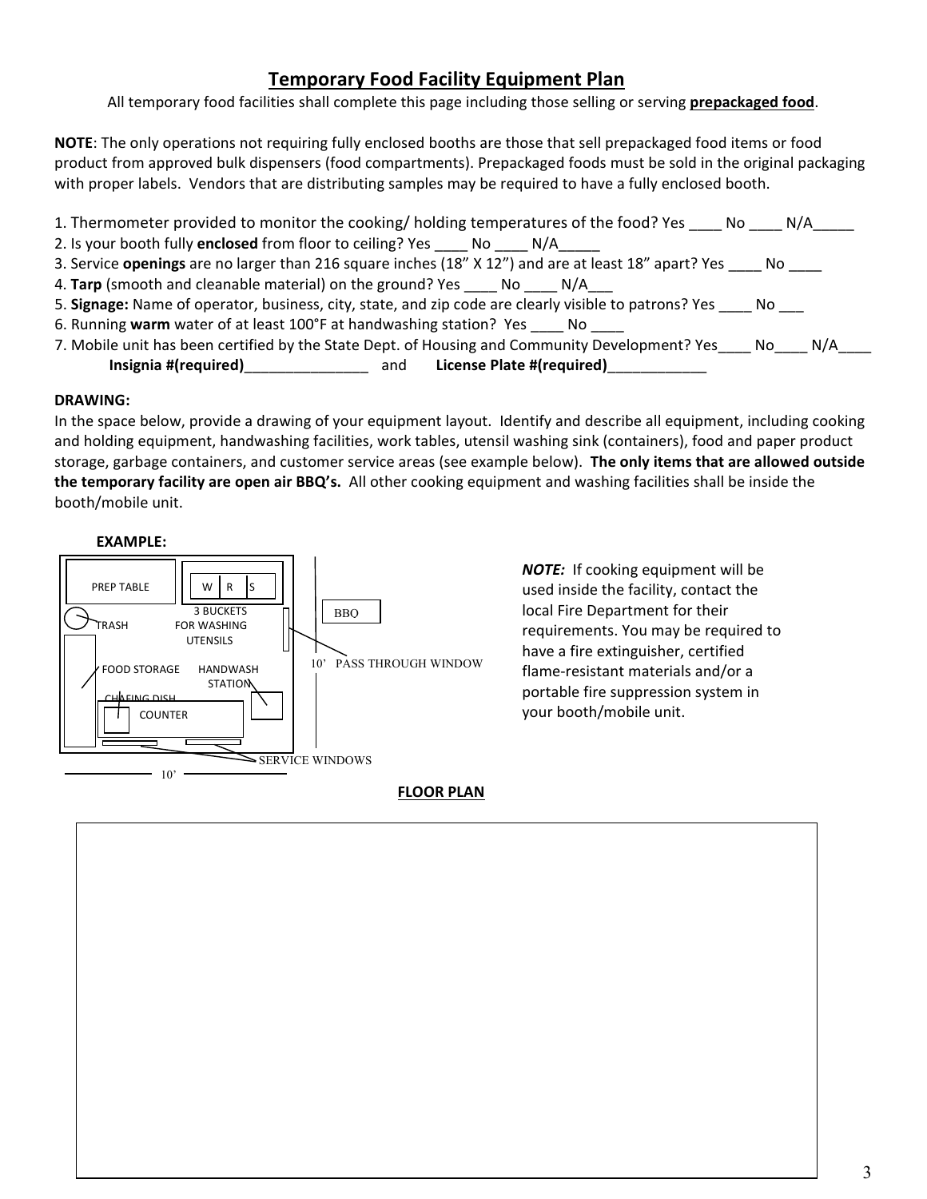# Temporary Food Facility Equipment Plan

All temporary food facilities shall complete this page including those selling or serving **prepackaged food**.

**NOTE**: The only operations not requiring fully enclosed booths are those that sell prepackaged food items or food product from approved bulk dispensers (food compartments). Prepackaged foods must be sold in the original packaging with proper labels. Vendors that are distributing samples may be required to have a fully enclosed booth.

1. Thermometer provided to monitor the cooking/ holding temperatures of the food? Yes ____ No ____ N/A_____
2. Is your booth fully **enclosed** from floor to ceiling? Yes ____ No ____ N/A_____
3. Service **openings** are no larger than 216 square inches (18" X 12") and are at least 18" apart? Yes ____ No ____
4. **Tarp** (smooth and cleanable material) on the ground? Yes ____ No ____ N/A___
5. **Signage:** Name of operator, business, city, state, and zip code are clearly visible to patrons? Yes ____ No ___
6. Running **warm** water of at least 100°F at handwashing station? Yes ____ No ____
7. Mobile unit has been certified by the State Dept. of Housing and Community Development? Yes____ No____ N/A____
   **Insignia #(required)**_______________ and **License Plate #(required)**____________

**DRAWING:**

In the space below, provide a drawing of your equipment layout. Identify and describe all equipment, including cooking and holding equipment, handwashing facilities, work tables, utensil washing sink (containers), food and paper product storage, garbage containers, and customer service areas (see example below). **The only items that are allowed outside the temporary facility are open air BBQ's.** All other cooking equipment and washing facilities shall be inside the booth/mobile unit.

**EXAMPLE:**

PREP TABLE | W R S | 3 BUCKETS FOR WASHING UTENSILS | TRASH | FOOD STORAGE | HANDWASH STATION | CHAFING DISH | COUNTER | BBQ | 10' PASS THROUGH WINDOW | SERVICE WINDOWS | 10'

***NOTE:*** If cooking equipment will be used inside the facility, contact the local Fire Department for their requirements. You may be required to have a fire extinguisher, certified flame-resistant materials and/or a portable fire suppression system in your booth/mobile unit.

**FLOOR PLAN**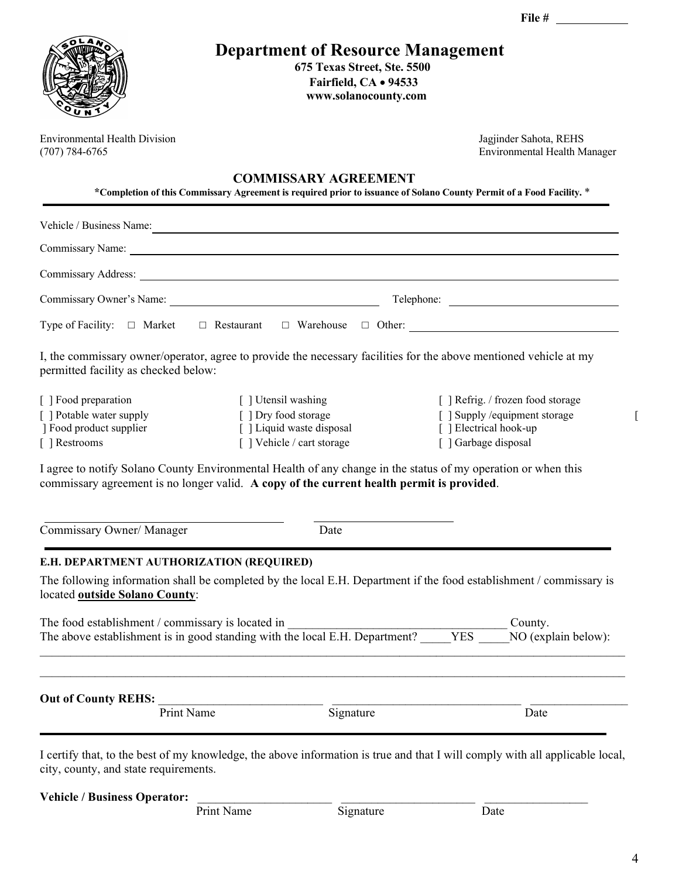File # ___________

# Department of Resource Management

**675 Texas Street, Ste. 5500**
**Fairfield, CA • 94533**
**www.solanocounty.com**

Environmental Health Division
(707) 784-6765

Jagjinder Sahota, REHS
Environmental Health Manager

## COMMISSARY AGREEMENT

**\*Completion of this Commissary Agreement is required prior to issuance of Solano County Permit of a Food Facility. \***

---

Vehicle / Business Name: ________________________________________

Commissary Name: ________________________________________

Commissary Address: ________________________________________

Commissary Owner's Name: ____________________ Telephone: ____________________

Type of Facility: □ Market □ Restaurant □ Warehouse □ Other: ____________________

I, the commissary owner/operator, agree to provide the necessary facilities for the above mentioned vehicle at my permitted facility as checked below:

[ ] Food preparation
[ ] Potable water supply
] Food product supplier
[ ] Restrooms
[ ] Utensil washing
[ ] Dry food storage
[ ] Liquid waste disposal
[ ] Vehicle / cart storage
[ ] Refrig. / frozen food storage
[ ] Supply /equipment storage
[ ] Electrical hook-up
[ ] Garbage disposal
[

I agree to notify Solano County Environmental Health of any change in the status of my operation or when this commissary agreement is no longer valid. **A copy of the current health permit is provided**.

____________________ ____________________
Commissary Owner/ Manager Date

---

**E.H. DEPARTMENT AUTHORIZATION (REQUIRED)**

The following information shall be completed by the local E.H. Department if the food establishment / commissary is located **outside Solano County**:

The food establishment / commissary is located in ____________________ County.
The above establishment is in good standing with the local E.H. Department? _____YES _____NO (explain below):

________________________________________________________________________________

________________________________________________________________________________

**Out of County REHS:** ____________________ ____________________ ____________________
Print Name Signature Date

---

I certify that, to the best of my knowledge, the above information is true and that I will comply with all applicable local, city, county, and state requirements.

**Vehicle / Business Operator:** ____________________ ____________________ ____________________
Print Name Signature Date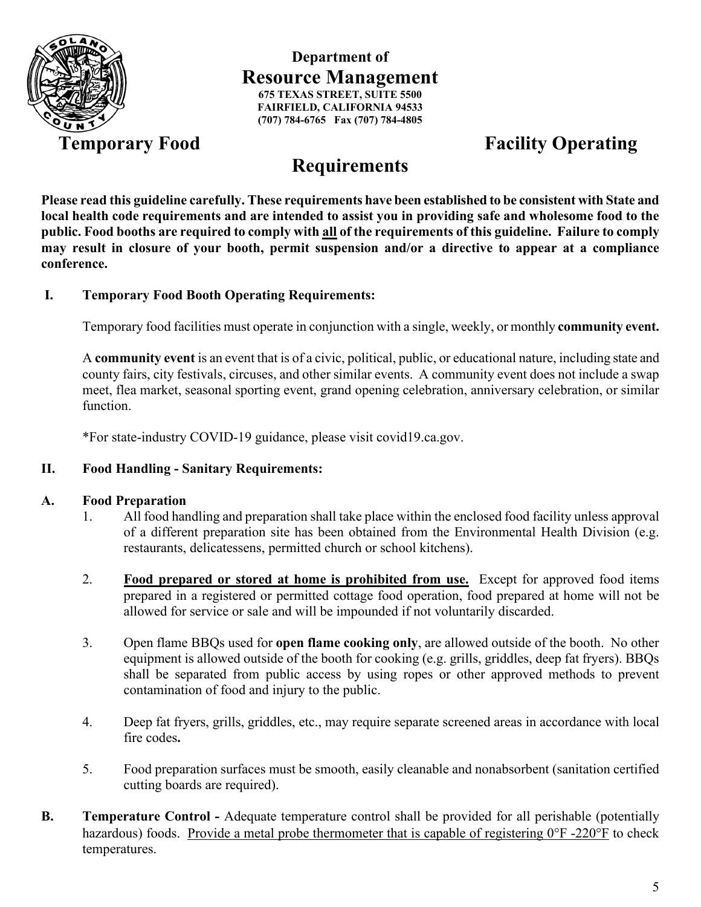**Department of**
**Resource Management**
**675 TEXAS STREET, SUITE 5500**
**FAIRFIELD, CALIFORNIA 94533**
**(707) 784-6765 Fax (707) 784-4805**

# Temporary Food Facility Operating Requirements

**Please read this guideline carefully. These requirements have been established to be consistent with State and local health code requirements and are intended to assist you in providing safe and wholesome food to the public. Food booths are required to comply with <u>all</u> of the requirements of this guideline. Failure to comply may result in closure of your booth, permit suspension and/or a directive to appear at a compliance conference.**

## I. Temporary Food Booth Operating Requirements:

Temporary food facilities must operate in conjunction with a single, weekly, or monthly **community event.**

A **community event** is an event that is of a civic, political, public, or educational nature, including state and county fairs, city festivals, circuses, and other similar events. A community event does not include a swap meet, flea market, seasonal sporting event, grand opening celebration, anniversary celebration, or similar function.

*For state-industry COVID-19 guidance, please visit covid19.ca.gov.

## II. Food Handling - Sanitary Requirements:

### A. Food Preparation

1. All food handling and preparation shall take place within the enclosed food facility unless approval of a different preparation site has been obtained from the Environmental Health Division (e.g. restaurants, delicatessens, permitted church or school kitchens).

2. <u>**Food prepared or stored at home is prohibited from use.**</u> Except for approved food items prepared in a registered or permitted cottage food operation, food prepared at home will not be allowed for service or sale and will be impounded if not voluntarily discarded.

3. Open flame BBQs used for **open flame cooking only**, are allowed outside of the booth. No other equipment is allowed outside of the booth for cooking (e.g. grills, griddles, deep fat fryers). BBQs shall be separated from public access by using ropes or other approved methods to prevent contamination of food and injury to the public.

4. Deep fat fryers, grills, griddles, etc., may require separate screened areas in accordance with local fire codes**.**

5. Food preparation surfaces must be smooth, easily cleanable and nonabsorbent (sanitation certified cutting boards are required).

**B. Temperature Control -** Adequate temperature control shall be provided for all perishable (potentially hazardous) foods. <u>Provide a metal probe thermometer that is capable of registering 0°F -220°F</u> to check temperatures.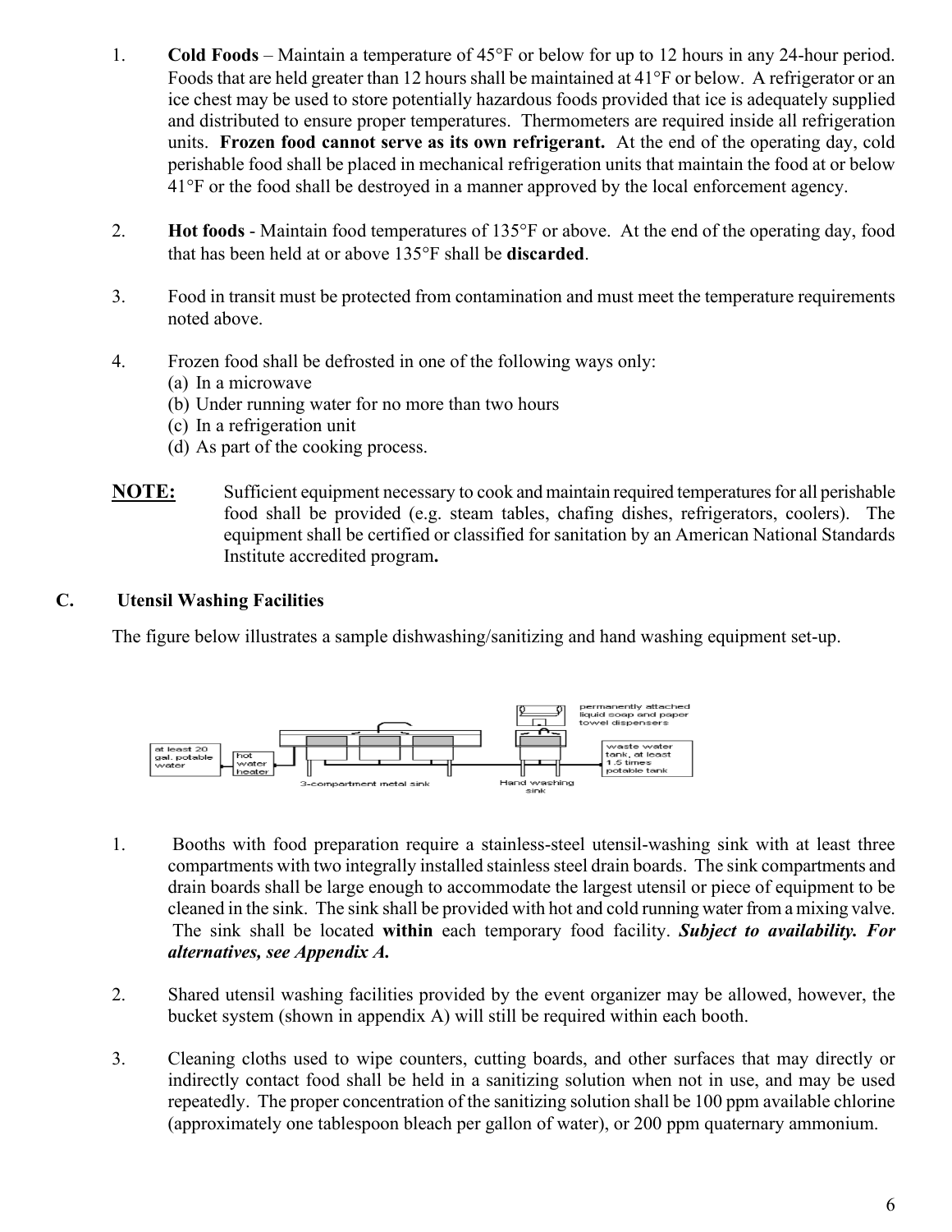1. **Cold Foods** – Maintain a temperature of 45°F or below for up to 12 hours in any 24-hour period. Foods that are held greater than 12 hours shall be maintained at 41°F or below. A refrigerator or an ice chest may be used to store potentially hazardous foods provided that ice is adequately supplied and distributed to ensure proper temperatures. Thermometers are required inside all refrigeration units. **Frozen food cannot serve as its own refrigerant.** At the end of the operating day, cold perishable food shall be placed in mechanical refrigeration units that maintain the food at or below 41°F or the food shall be destroyed in a manner approved by the local enforcement agency.

2. **Hot foods** - Maintain food temperatures of 135°F or above. At the end of the operating day, food that has been held at or above 135°F shall be **discarded**.

3. Food in transit must be protected from contamination and must meet the temperature requirements noted above.

4. Frozen food shall be defrosted in one of the following ways only:
   (a) In a microwave
   (b) Under running water for no more than two hours
   (c) In a refrigeration unit
   (d) As part of the cooking process.

**NOTE:** Sufficient equipment necessary to cook and maintain required temperatures for all perishable food shall be provided (e.g. steam tables, chafing dishes, refrigerators, coolers). The equipment shall be certified or classified for sanitation by an American National Standards Institute accredited program**.**

## C. Utensil Washing Facilities

The figure below illustrates a sample dishwashing/sanitizing and hand washing equipment set-up.

at least 20 gal. potable water — hot water heater — 3-compartment metal sink — Hand washing sink — permanently attached liquid soap and paper towel dispensers — waste water tank, at least 1.5 times potable tank

1. Booths with food preparation require a stainless-steel utensil-washing sink with at least three compartments with two integrally installed stainless steel drain boards. The sink compartments and drain boards shall be large enough to accommodate the largest utensil or piece of equipment to be cleaned in the sink. The sink shall be provided with hot and cold running water from a mixing valve. The sink shall be located **within** each temporary food facility. ***Subject to availability. For alternatives, see Appendix A.***

2. Shared utensil washing facilities provided by the event organizer may be allowed, however, the bucket system (shown in appendix A) will still be required within each booth.

3. Cleaning cloths used to wipe counters, cutting boards, and other surfaces that may directly or indirectly contact food shall be held in a sanitizing solution when not in use, and may be used repeatedly. The proper concentration of the sanitizing solution shall be 100 ppm available chlorine (approximately one tablespoon bleach per gallon of water), or 200 ppm quaternary ammonium.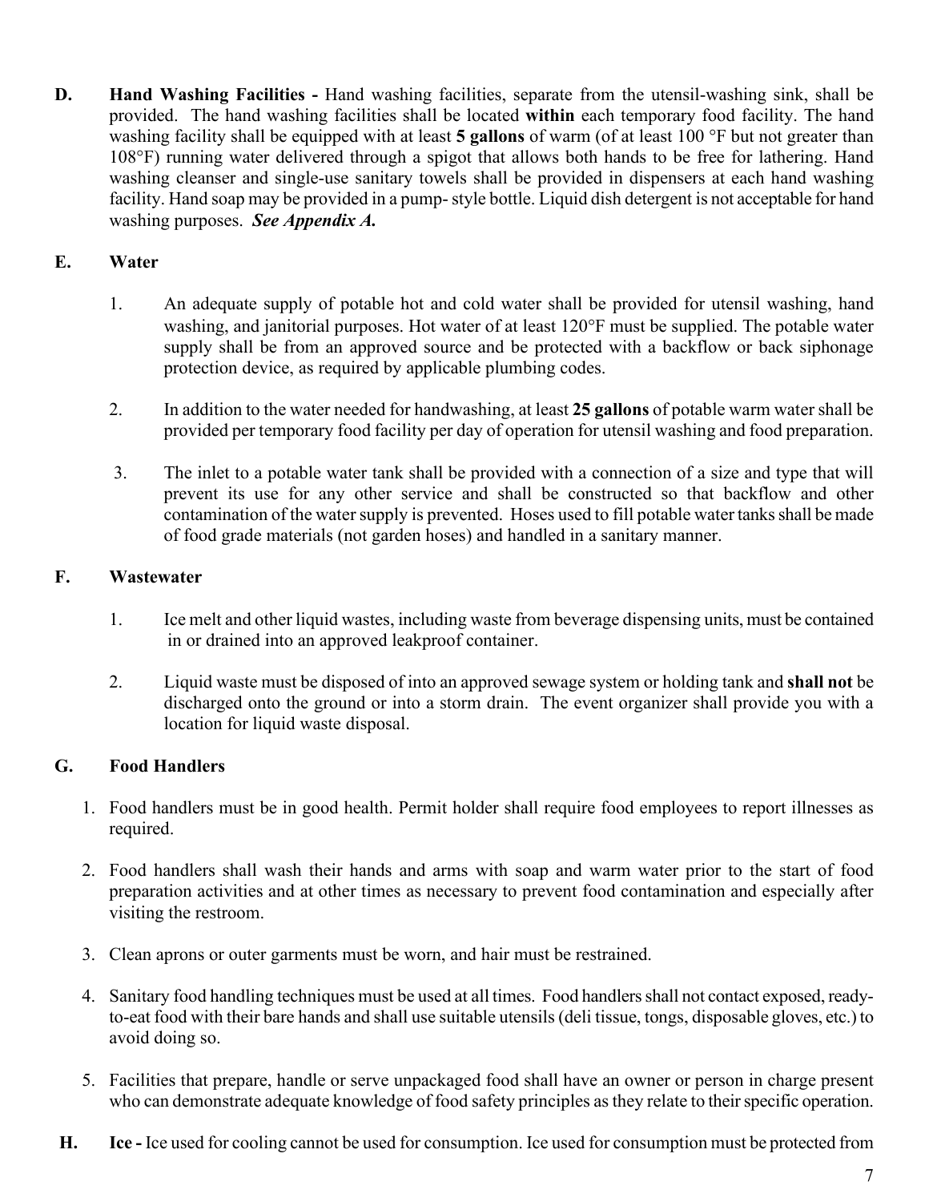**D. Hand Washing Facilities -** Hand washing facilities, separate from the utensil-washing sink, shall be provided. The hand washing facilities shall be located **within** each temporary food facility. The hand washing facility shall be equipped with at least **5 gallons** of warm (of at least 100 °F but not greater than 108°F) running water delivered through a spigot that allows both hands to be free for lathering. Hand washing cleanser and single-use sanitary towels shall be provided in dispensers at each hand washing facility. Hand soap may be provided in a pump- style bottle. Liquid dish detergent is not acceptable for hand washing purposes. ***See Appendix A.***

**E. Water**

1. An adequate supply of potable hot and cold water shall be provided for utensil washing, hand washing, and janitorial purposes. Hot water of at least 120°F must be supplied. The potable water supply shall be from an approved source and be protected with a backflow or back siphonage protection device, as required by applicable plumbing codes.

2. In addition to the water needed for handwashing, at least **25 gallons** of potable warm water shall be provided per temporary food facility per day of operation for utensil washing and food preparation.

3. The inlet to a potable water tank shall be provided with a connection of a size and type that will prevent its use for any other service and shall be constructed so that backflow and other contamination of the water supply is prevented. Hoses used to fill potable water tanks shall be made of food grade materials (not garden hoses) and handled in a sanitary manner.

**F. Wastewater**

1. Ice melt and other liquid wastes, including waste from beverage dispensing units, must be contained in or drained into an approved leakproof container.

2. Liquid waste must be disposed of into an approved sewage system or holding tank and **shall not** be discharged onto the ground or into a storm drain. The event organizer shall provide you with a location for liquid waste disposal.

**G. Food Handlers**

1. Food handlers must be in good health. Permit holder shall require food employees to report illnesses as required.

2. Food handlers shall wash their hands and arms with soap and warm water prior to the start of food preparation activities and at other times as necessary to prevent food contamination and especially after visiting the restroom.

3. Clean aprons or outer garments must be worn, and hair must be restrained.

4. Sanitary food handling techniques must be used at all times. Food handlers shall not contact exposed, ready-to-eat food with their bare hands and shall use suitable utensils (deli tissue, tongs, disposable gloves, etc.) to avoid doing so.

5. Facilities that prepare, handle or serve unpackaged food shall have an owner or person in charge present who can demonstrate adequate knowledge of food safety principles as they relate to their specific operation.

**H. Ice -** Ice used for cooling cannot be used for consumption. Ice used for consumption must be protected from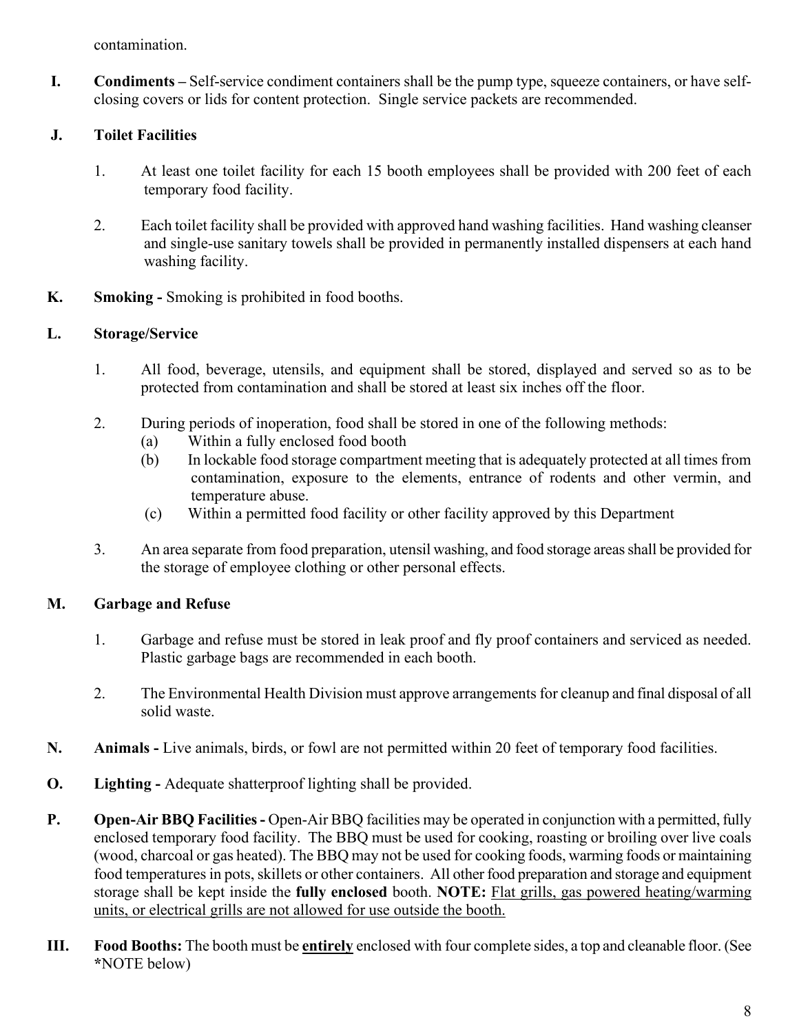contamination.

**I. Condiments –** Self-service condiment containers shall be the pump type, squeeze containers, or have self-closing covers or lids for content protection. Single service packets are recommended.

**J. Toilet Facilities**

1. At least one toilet facility for each 15 booth employees shall be provided with 200 feet of each temporary food facility.

2. Each toilet facility shall be provided with approved hand washing facilities. Hand washing cleanser and single-use sanitary towels shall be provided in permanently installed dispensers at each hand washing facility.

**K. Smoking -** Smoking is prohibited in food booths.

**L. Storage/Service**

1. All food, beverage, utensils, and equipment shall be stored, displayed and served so as to be protected from contamination and shall be stored at least six inches off the floor.

2. During periods of inoperation, food shall be stored in one of the following methods:
   - (a) Within a fully enclosed food booth
   - (b) In lockable food storage compartment meeting that is adequately protected at all times from contamination, exposure to the elements, entrance of rodents and other vermin, and temperature abuse.
   - (c) Within a permitted food facility or other facility approved by this Department

3. An area separate from food preparation, utensil washing, and food storage areas shall be provided for the storage of employee clothing or other personal effects.

**M. Garbage and Refuse**

1. Garbage and refuse must be stored in leak proof and fly proof containers and serviced as needed. Plastic garbage bags are recommended in each booth.

2. The Environmental Health Division must approve arrangements for cleanup and final disposal of all solid waste.

**N. Animals -** Live animals, birds, or fowl are not permitted within 20 feet of temporary food facilities.

**O. Lighting -** Adequate shatterproof lighting shall be provided.

**P. Open-Air BBQ Facilities -** Open-Air BBQ facilities may be operated in conjunction with a permitted, fully enclosed temporary food facility. The BBQ must be used for cooking, roasting or broiling over live coals (wood, charcoal or gas heated). The BBQ may not be used for cooking foods, warming foods or maintaining food temperatures in pots, skillets or other containers. All other food preparation and storage and equipment storage shall be kept inside the **fully enclosed** booth. **NOTE:** <u>Flat grills, gas powered heating/warming units, or electrical grills are not allowed for use outside the booth.</u>

**III. Food Booths:** The booth must be <u>**entirely**</u> enclosed with four complete sides, a top and cleanable floor. (See ***NOTE below)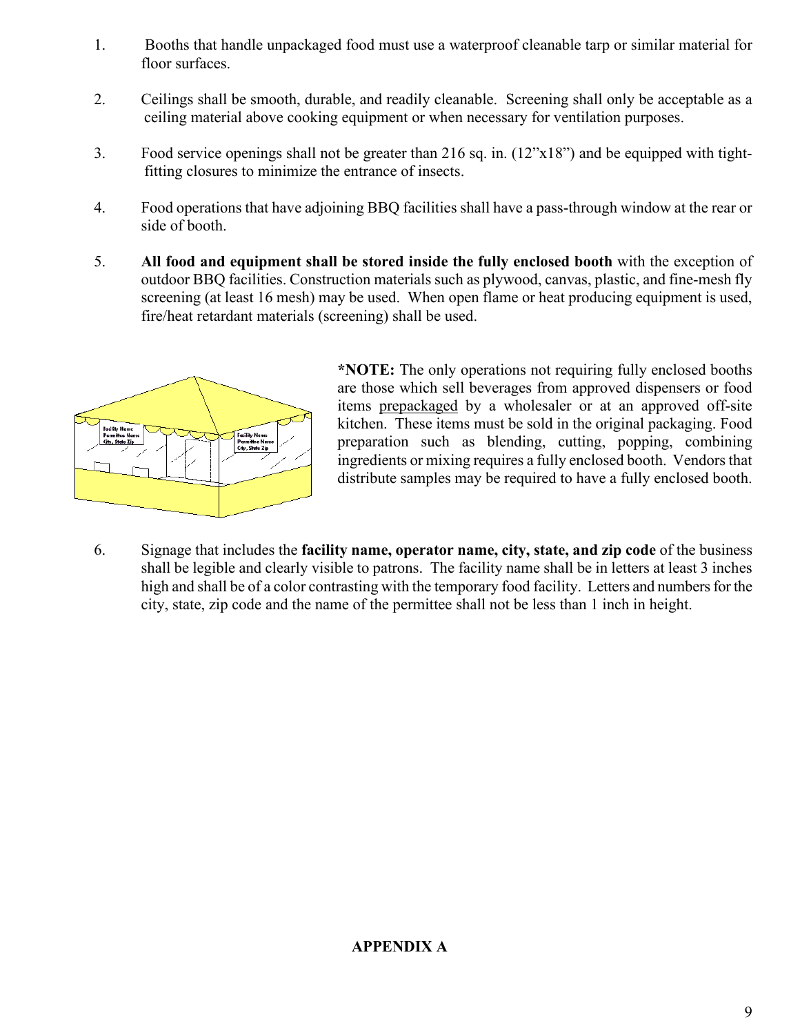1. Booths that handle unpackaged food must use a waterproof cleanable tarp or similar material for floor surfaces.

2. Ceilings shall be smooth, durable, and readily cleanable. Screening shall only be acceptable as a ceiling material above cooking equipment or when necessary for ventilation purposes.

3. Food service openings shall not be greater than 216 sq. in. (12"x18") and be equipped with tight-fitting closures to minimize the entrance of insects.

4. Food operations that have adjoining BBQ facilities shall have a pass-through window at the rear or side of booth.

5. **All food and equipment shall be stored inside the fully enclosed booth** with the exception of outdoor BBQ facilities. Construction materials such as plywood, canvas, plastic, and fine-mesh fly screening (at least 16 mesh) may be used. When open flame or heat producing equipment is used, fire/heat retardant materials (screening) shall be used.

**\*NOTE:** The only operations not requiring fully enclosed booths are those which sell beverages from approved dispensers or food items prepackaged by a wholesaler or at an approved off-site kitchen. These items must be sold in the original packaging. Food preparation such as blending, cutting, popping, combining ingredients or mixing requires a fully enclosed booth. Vendors that distribute samples may be required to have a fully enclosed booth.

6. Signage that includes the **facility name, operator name, city, state, and zip code** of the business shall be legible and clearly visible to patrons. The facility name shall be in letters at least 3 inches high and shall be of a color contrasting with the temporary food facility. Letters and numbers for the city, state, zip code and the name of the permittee shall not be less than 1 inch in height.

**APPENDIX A**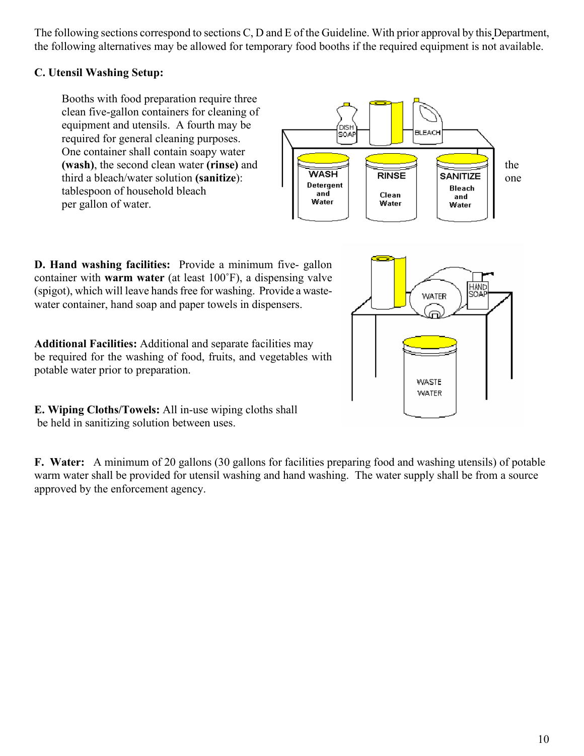The following sections correspond to sections C, D and E of the Guideline. With prior approval by this Department, the following alternatives may be allowed for temporary food booths if the required equipment is not available.

**C. Utensil Washing Setup:**

Booths with food preparation require three clean five-gallon containers for cleaning of equipment and utensils. A fourth may be required for general cleaning purposes. One container shall contain soapy water **(wash)**, the second clean water **(rinse)** and the third a bleach/water solution **(sanitize)**: one tablespoon of household bleach per gallon of water.

DISH SOAP
BLEACH
WASH
Detergent and Water
RINSE
Clean Water
SANITIZE
Bleach and Water

**D. Hand washing facilities:** Provide a minimum five- gallon container with **warm water** (at least 100˚F), a dispensing valve (spigot), which will leave hands free for washing. Provide a waste-water container, hand soap and paper towels in dispensers.

WATER
HAND SOAP
WASTE WATER

**Additional Facilities:** Additional and separate facilities may be required for the washing of food, fruits, and vegetables with potable water prior to preparation.

**E. Wiping Cloths/Towels:** All in-use wiping cloths shall be held in sanitizing solution between uses.

**F. Water:** A minimum of 20 gallons (30 gallons for facilities preparing food and washing utensils) of potable warm water shall be provided for utensil washing and hand washing. The water supply shall be from a source approved by the enforcement agency.